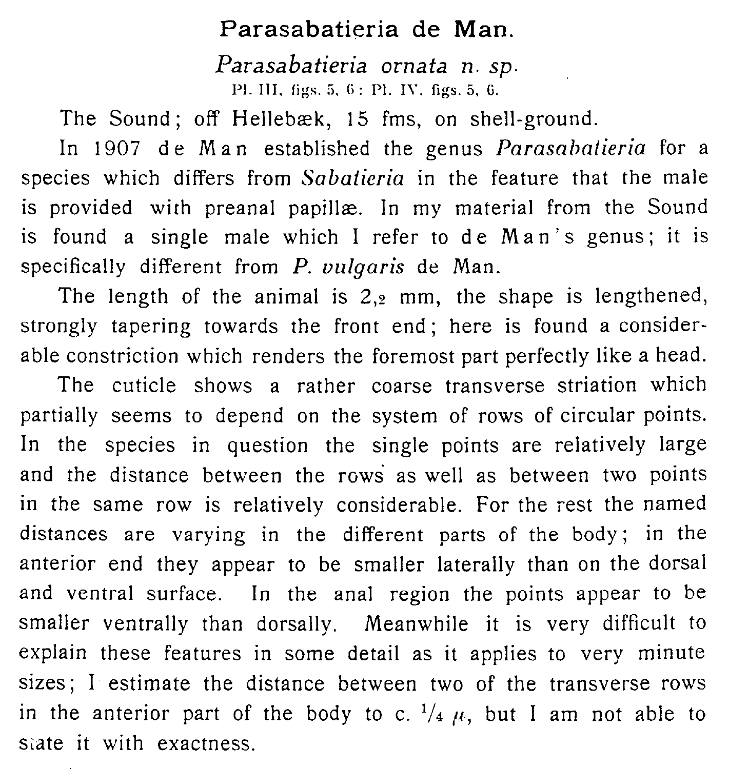## Parasabatieria de Man.

### *Parasabatieria ornata n. sp.*

Pl. III, figs. 5, 6; Pl. IV, figs. 5, 6.

The Sound; off Hellebæk, 15 fms, on shell-ground.

In 1907 de Man established the genus *Parasabatieria* for a species which differs from *Sabatieria* in the feature that the male is provided with preanal papillæ. In my material from the Sound is found a single male which I refer to de Man's genus; it is specifically different from *P. vulgaris* de Man.

The length of the animal is 2,2 mm, the shape is lengthened, strongly tapering towards the front end; here is found a considerable constriction which renders the foremost part perfectly like a head.

The cuticle shows a rather coarse transverse striation which partially seems to depend on the system of rows of circular points. In the species in question the single points are relatively large and the distance between the rows as well as between two points in the same row is relatively considerable. For the rest the named distances are varying in the different parts of the body; in the anterior end they appear to be smaller laterally than on the dorsal and ventral surface. In the anal region the points appear to be smaller ventrally than dorsally. Meanwhile it is very difficult to explain these features in some detail as it applies to very minute sizes; I estimate the distance between two of the transverse rows in the anterior part of the body to c. $^{1}/_{4}$ $\mu$, but I am not able to state it with exactness.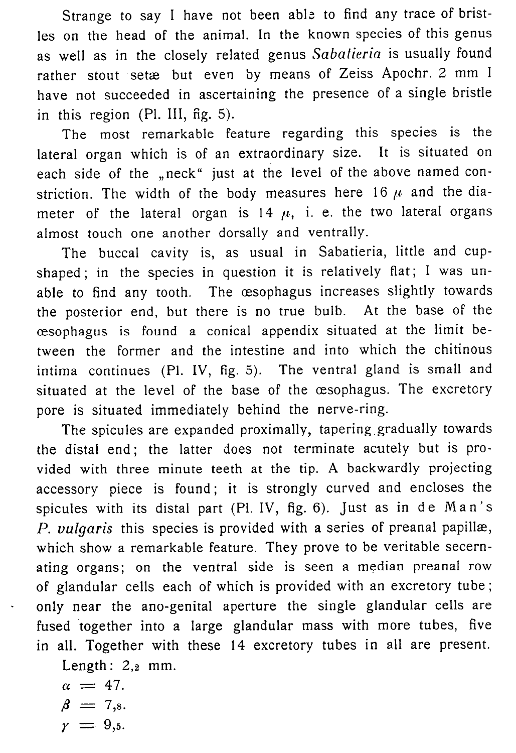Strange to say I have not been able to find any trace of bristles on the head of the animal. In the known species of this genus as well as in the closely related genus *Sabatieria* is usually found rather stout setæ but even by means of Zeiss Apochr. 2 mm I have not succeeded in ascertaining the presence of a single bristle in this region (Pl. III, fig. 5).

The most remarkable feature regarding this species is the lateral organ which is of an extraordinary size. It is situated on each side of the „neck" just at the level of the above named constriction. The width of the body measures here 16 $\mu$ and the diameter of the lateral organ is 14 $\mu$, i. e. the two lateral organs almost touch one another dorsally and ventrally.

The buccal cavity is, as usual in Sabatieria, little and cup-shaped; in the species in question it is relatively flat; I was unable to find any tooth. The œsophagus increases slightly towards the posterior end, but there is no true bulb. At the base of the œsophagus is found a conical appendix situated at the limit between the former and the intestine and into which the chitinous intima continues (Pl. IV, fig. 5). The ventral gland is small and situated at the level of the base of the œsophagus. The excretory pore is situated immediately behind the nerve-ring.

The spicules are expanded proximally, tapering gradually towards the distal end; the latter does not terminate acutely but is provided with three minute teeth at the tip. A backwardly projecting accessory piece is found; it is strongly curved and encloses the spicules with its distal part (Pl. IV, fig. 6). Just as in de Man's *P. vulgaris* this species is provided with a series of preanal papillæ, which show a remarkable feature. They prove to be veritable secernating organs; on the ventral side is seen a median preanal row of glandular cells each of which is provided with an excretory tube; only near the ano-genital aperture the single glandular cells are fused together into a large glandular mass with more tubes, five in all. Together with these 14 excretory tubes in all are present.

Length: 2,2 mm.

$\alpha = 47.$

$\beta = 7{,}8.$

$\gamma = 9{,}5.$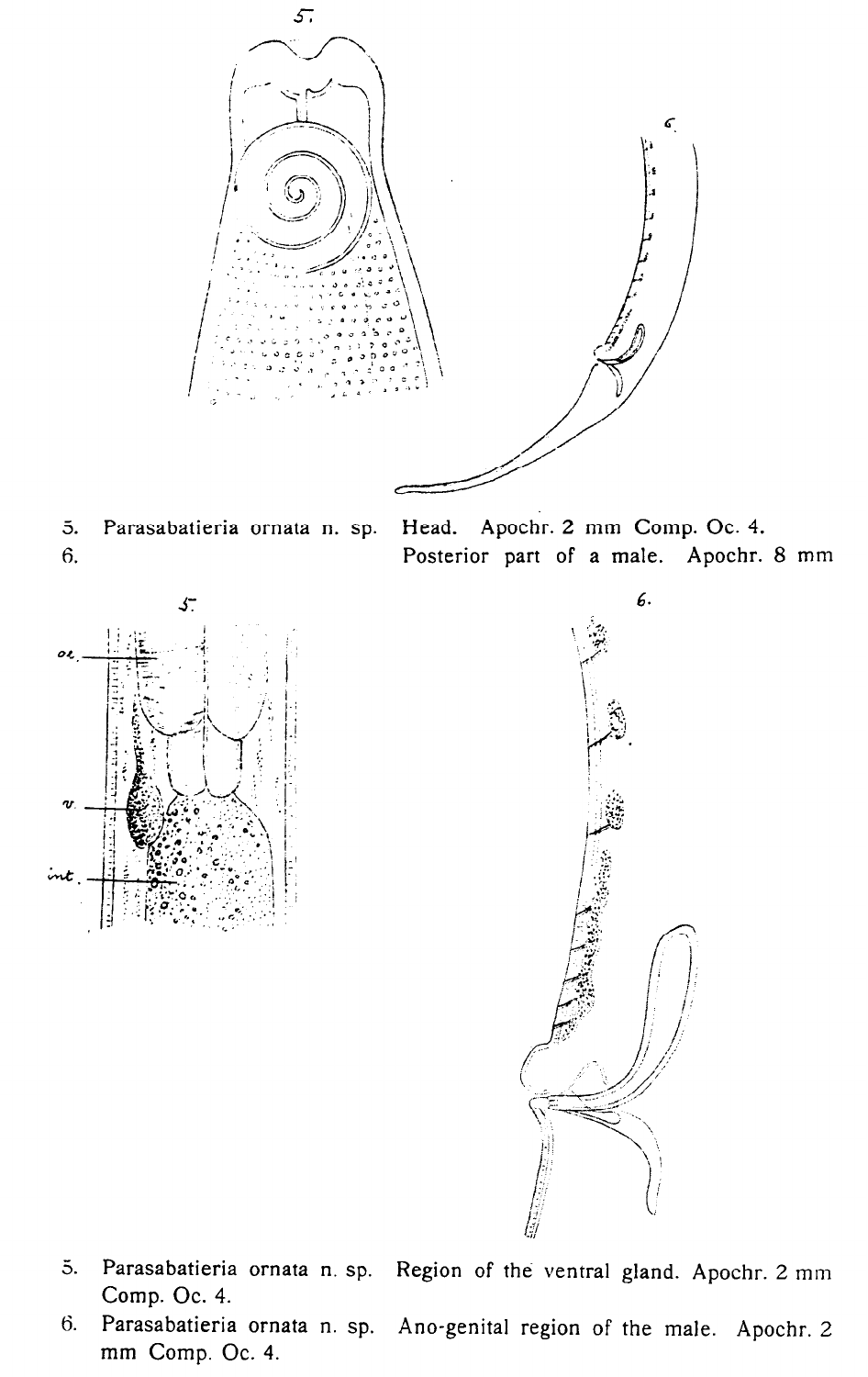5. Parasabatieria ornata n. sp. Head. Apochr. 2 mm Comp. Oc. 4.

6. Posterior part of a male. Apochr. 8 mm

5. Parasabatieria ornata n. sp. Region of the ventral gland. Apochr. 2 mm Comp. Oc. 4.

6. Parasabatieria ornata n. sp. Ano-genital region of the male. Apochr. 2 mm Comp. Oc. 4.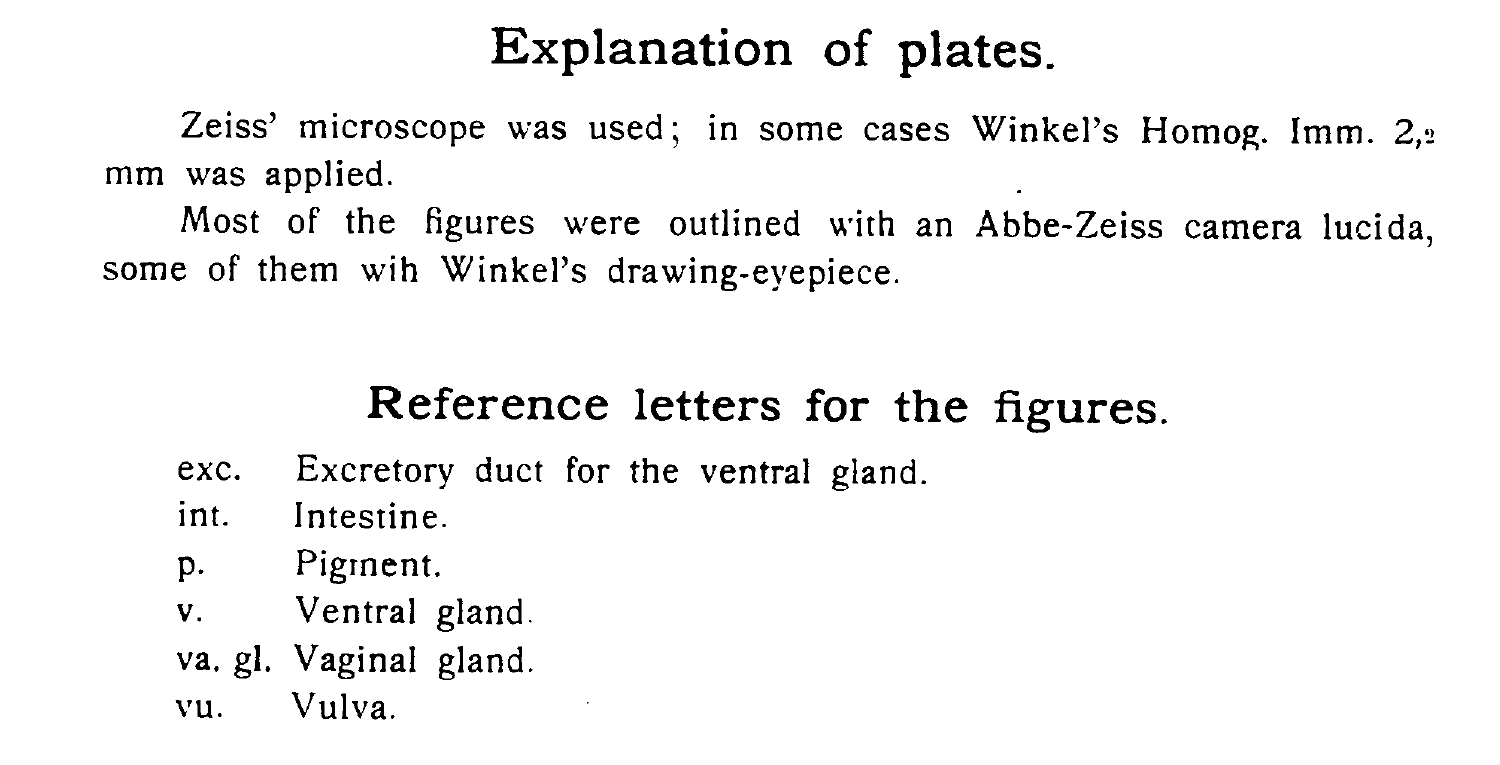## Explanation of plates.

Zeiss' microscope was used; in some cases Winkel's Homog. Imm. 2,2 mm was applied.

Most of the figures were outlined with an Abbe-Zeiss camera lucida, some of them wih Winkel's drawing-eyepiece.

## Reference letters for the figures.

| | |
|---|---|
| exc. | Excretory duct for the ventral gland. |
| int. | Intestine. |
| p. | Pigment. |
| v. | Ventral gland. |
| va. gl. | Vaginal gland. |
| vu. | Vulva. |